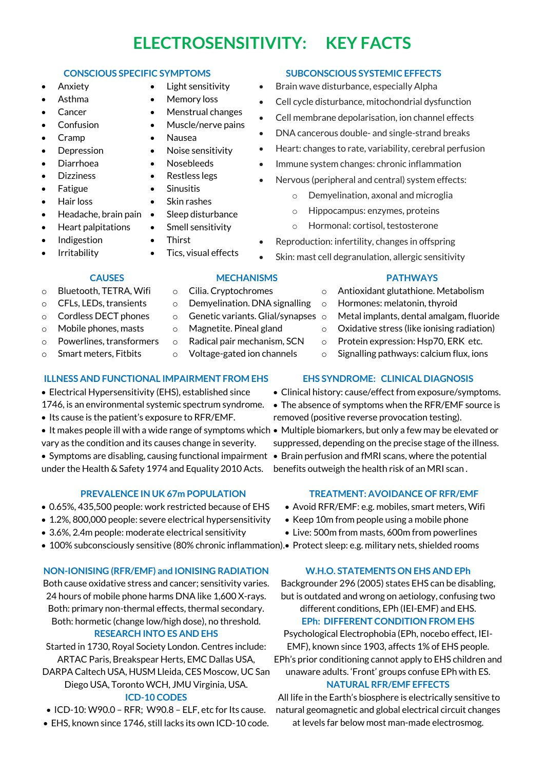# ELECTROSENSITIVITY: KEY FACTS

## CONSCIOUS SPECIFIC SYMPTOMS

- Anxiety
- Asthma
- Cancer
- Confusion
- Cramp
- Depression
- Diarrhoea
- Dizziness
- Fatigue
- Hair loss
- Headache, brain pain
- Heart palpitations
- Indigestion
- Irritability
- Light sensitivity
- Memory loss
- Menstrual changes
- Muscle/nerve pains
- Nausea
- Noise sensitivity
- Nosebleeds
- Restless legs
- Sinusitis
- Skin rashes
- Sleep disturbance
- Smell sensitivity
- Thirst
- Tics, visual effects

## SUBCONSCIOUS SYSTEMIC EFFECTS

- Brain wave disturbance, especially Alpha
- Cell cycle disturbance, mitochondrial dysfunction
- Cell membrane depolarisation, ion channel effects
- DNA cancerous double- and single-strand breaks
- Heart: changes to rate, variability, cerebral perfusion
- Immune system changes: chronic inflammation
- Nervous (peripheral and central) system effects:
  - Demyelination, axonal and microglia
  - Hippocampus: enzymes, proteins
  - Hormonal: cortisol, testosterone
- Reproduction: infertility, changes in offspring
- Skin: mast cell degranulation, allergic sensitivity

## CAUSES

- Bluetooth, TETRA, Wifi
- CFLs, LEDs, transients
- Cordless DECT phones
- Mobile phones, masts
- Powerlines, transformers
- Smart meters, Fitbits

## MECHANISMS

- Cilia. Cryptochromes
- Demyelination. DNA signalling
- Genetic variants. Glial/synapses
- Magnetite. Pineal gland
- Radical pair mechanism, SCN
- Voltage-gated ion channels

## PATHWAYS

- Antioxidant glutathione. Metabolism
- Hormones: melatonin, thyroid
- Metal implants, dental amalgam, fluoride
- Oxidative stress (like ionising radiation)
- Protein expression: Hsp70, ERK etc.
- Signalling pathways: calcium flux, ions

## ILLNESS AND FUNCTIONAL IMPAIRMENT FROM EHS

- Electrical Hypersensitivity (EHS), established since 1746, is an environmental systemic spectrum syndrome.
- Its cause is the patient's exposure to RFR/EMF.
- It makes people ill with a wide range of symptoms which vary as the condition and its causes change in severity.
- Symptoms are disabling, causing functional impairment under the Health & Safety 1974 and Equality 2010 Acts.

## EHS SYNDROME: CLINICAL DIAGNOSIS

- Clinical history: cause/effect from exposure/symptoms.
- The absence of symptoms when the RFR/EMF source is removed (positive reverse provocation testing).
- Multiple biomarkers, but only a few may be elevated or suppressed, depending on the precise stage of the illness.
- Brain perfusion and fMRI scans, where the potential benefits outweigh the health risk of an MRI scan .

## PREVALENCE IN UK 67m POPULATION

- 0.65%, 435,500 people: work restricted because of EHS
- 1.2%, 800,000 people: severe electrical hypersensitivity
- 3.6%, 2.4m people: moderate electrical sensitivity
- 100% subconsciously sensitive (80% chronic inflammation).

## TREATMENT: AVOIDANCE OF RFR/EMF

- Avoid RFR/EMF: e.g. mobiles, smart meters, Wifi
- Keep 10m from people using a mobile phone
- Live: 500m from masts, 600m from powerlines
- Protect sleep: e.g. military nets, shielded rooms

## NON-IONISING (RFR/EMF) and IONISING RADIATION

Both cause oxidative stress and cancer; sensitivity varies. 24 hours of mobile phone harms DNA like 1,600 X-rays. Both: primary non-thermal effects, thermal secondary. Both: hormetic (change low/high dose), no threshold.

## RESEARCH INTO ES AND EHS

Started in 1730, Royal Society London. Centres include: ARTAC Paris, Breakspear Herts, EMC Dallas USA, DARPA Caltech USA, HUSM Lleida, CES Moscow, UC San Diego USA, Toronto WCH, JMU Virginia, USA.

## ICD-10 CODES

- ICD-10: W90.0 – RFR; W90.8 – ELF, etc for Its cause.
- EHS, known since 1746, still lacks its own ICD-10 code.

## W.H.O. STATEMENTS ON EHS AND EPh

Backgrounder 296 (2005) states EHS can be disabling, but is outdated and wrong on aetiology, confusing two different conditions, EPh (IEI-EMF) and EHS.

## EPh: DIFFERENT CONDITION FROM EHS

Psychological Electrophobia (EPh, nocebo effect, IEI-EMF), known since 1903, affects 1% of EHS people. EPh's prior conditioning cannot apply to EHS children and unaware adults. 'Front' groups confuse EPh with ES.

## NATURAL RFR/EMF EFFECTS

All life in the Earth's biosphere is electrically sensitive to natural geomagnetic and global electrical circuit changes at levels far below most man-made electrosmog.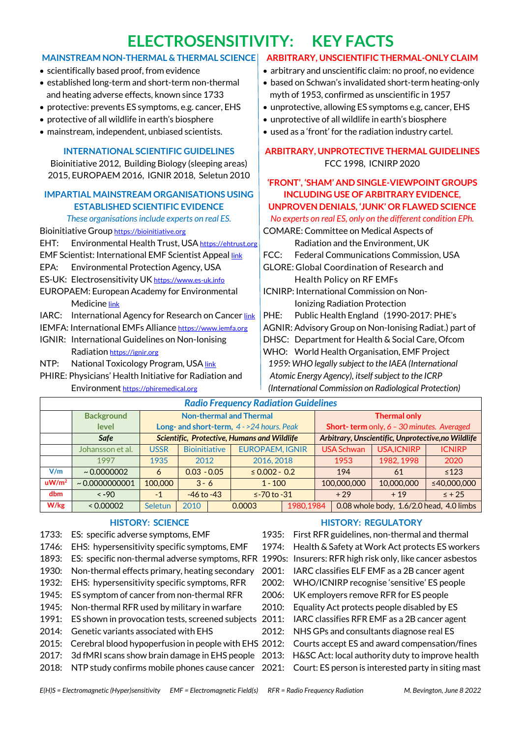# ELECTROSENSITIVITY: KEY FACTS

## MAINSTREAM NON-THERMAL & THERMAL SCIENCE

- scientifically based proof, from evidence
- established long-term and short-term non-thermal and heating adverse effects, known since 1733
- protective: prevents ES symptoms, e.g. cancer, EHS
- protective of all wildlife in earth's biosphere
- mainstream, independent, unbiased scientists.

## INTERNATIONAL SCIENTIFIC GUIDELINES

Bioinitiative 2012, Building Biology (sleeping areas) 2015, EUROPAEM 2016, IGNIR 2018, Seletun 2010

## IMPARTIAL MAINSTREAM ORGANISATIONS USING ESTABLISHED SCIENTIFIC EVIDENCE

*These organisations include experts on real ES.*

Bioinitiative Group https://bioinitiative.org
EHT: Environmental Health Trust, USA https://ehtrust.org
EMF Scientist: International EMF Scientist Appeal link
EPA: Environmental Protection Agency, USA
ES-UK: Electrosensitivity UK https://www.es-uk.info
EUROPAEM: European Academy for Environmental Medicine link
IARC: International Agency for Research on Cancer link
IEMFA: International EMFs Alliance https://www.iemfa.org
IGNIR: International Guidelines on Non-Ionising Radiation https://ignir.org
NTP: National Toxicology Program, USA link
PHIRE: Physicians' Health Initiative for Radiation and Environment https://phiremedical.org

## ARBITRARY, UNSCIENTIFIC THERMAL-ONLY CLAIM

- arbitrary and unscientific claim: no proof, no evidence
- based on Schwan's invalidated short-term heating-only myth of 1953, confirmed as unscientific in 1957
- unprotective, allowing ES symptoms e.g. cancer, EHS
- unprotective of all wildlife in earth's biosphere
- used as a 'front' for the radiation industry cartel.

## ARBITRARY, UNPROTECTIVE THERMAL GUIDELINES

FCC 1998, ICNIRP 2020

## 'FRONT', 'SHAM' AND SINGLE-VIEWPOINT GROUPS INCLUDING USE OF ARBITRARY EVIDENCE, UNPROVEN DENIALS, 'JUNK' OR FLAWED SCIENCE

*No experts on real ES, only on the different condition EPh.*

COMARE: Committee on Medical Aspects of Radiation and the Environment, UK
FCC: Federal Communications Commission, USA
GLORE: Global Coordination of Research and Health Policy on RF EMFs
ICNIRP: International Commission on Non-Ionizing Radiation Protection
PHE: Public Health England (1990-2017: PHE's
AGNIR: Advisory Group on Non-Ionising Radiat.) part of
DHSC: Department for Health & Social Care, Ofcom
WHO: World Health Organisation, EMF Project
*1959: WHO legally subject to the IAEA (International Atomic Energy Agency), itself subject to the ICRP (International Commission on Radiological Protection)*

## Radio Frequency Radiation Guidelines

| | Background level | Non-thermal and Thermal | | | Thermal only | | |
|---|---|---|---|---|---|---|---|
| | | Long- and short-term, *4 - >24 hours. Peak* | | | Short- term only, *6 – 30 minutes. Averaged* | | |
| | ***Safe*** | ***Scientific, Protective, Humans and Wildlife*** | | | ***Arbitrary, Unscientific, Unprotective, no Wildlife*** | | |
| | Johansson et al. 1997 | USSR 1935 | Bioinitiative 2012 | EUROPAEM, IGNIR 2016, 2018 | USA Schwan 1953 | USA, ICNIRP 1982, 1998 | ICNIRP 2020 |
| V/m | ~ 0.0000002 | 6 | 0.03 - 0.05 | ≤ 0.002 - 0.2 | 194 | 61 | ≤123 |
| uW/m² | ~ 0.0000000001 | 100,000 | 3 - 6 | 1 - 100 | 100,000,000 | 10,000,000 | ≤40,000,000 |
| dbm | < -90 | -1 | -46 to -43 | ≤-70 to -31 | + 29 | + 19 | ≤ + 25 |
| W/kg | < 0.00002 | Seletun 2010 | | 0.0003 | 1980, 1984 | 0.08 whole body, 1.6/2.0 head, 4.0 limbs | |

## HISTORY: SCIENCE

1733: ES: specific adverse symptoms, EMF
1746: EHS: hypersensitivity specific symptoms, EMF
1893: ES: specific non-thermal adverse symptoms, RFR
1930: Non-thermal effects primary, heating secondary
1932: EHS: hypersensitivity specific symptoms, RFR
1945: ES symptom of cancer from non-thermal RFR
1945: Non-thermal RFR used by military in warfare
1991: ES shown in provocation tests, screened subjects
2014: Genetic variants associated with EHS
2015: Cerebral blood hypoperfusion in people with EHS
2017: 3d fMRI scans show brain damage in EHS people
2018: NTP study confirms mobile phones cause cancer

## HISTORY: REGULATORY

1935: First RFR guidelines, non-thermal and thermal
1974: Health & Safety at Work Act protects ES workers
1990s: Insurers: RFR high risk only, like cancer asbestos
2001: IARC classifies ELF EMF as a 2B cancer agent
2002: WHO/ICNIRP recognise 'sensitive' ES people
2006: UK employers remove RFR for ES people
2010: Equality Act protects people disabled by ES
2011: IARC classifies RFR EMF as a 2B cancer agent
2012: NHS GPs and consultants diagnose real ES
2012: Courts accept ES and award compensation/fines
2013: H&SC Act: local authority duty to improve health
2021: Court: ES person is interested party in siting mast

*E(H)S = Electromagnetic (Hyper)sensitivity   EMF = Electromagnetic Field(s)   RFR = Radio Frequency Radiation*

*M. Bevington, June 8 2022*